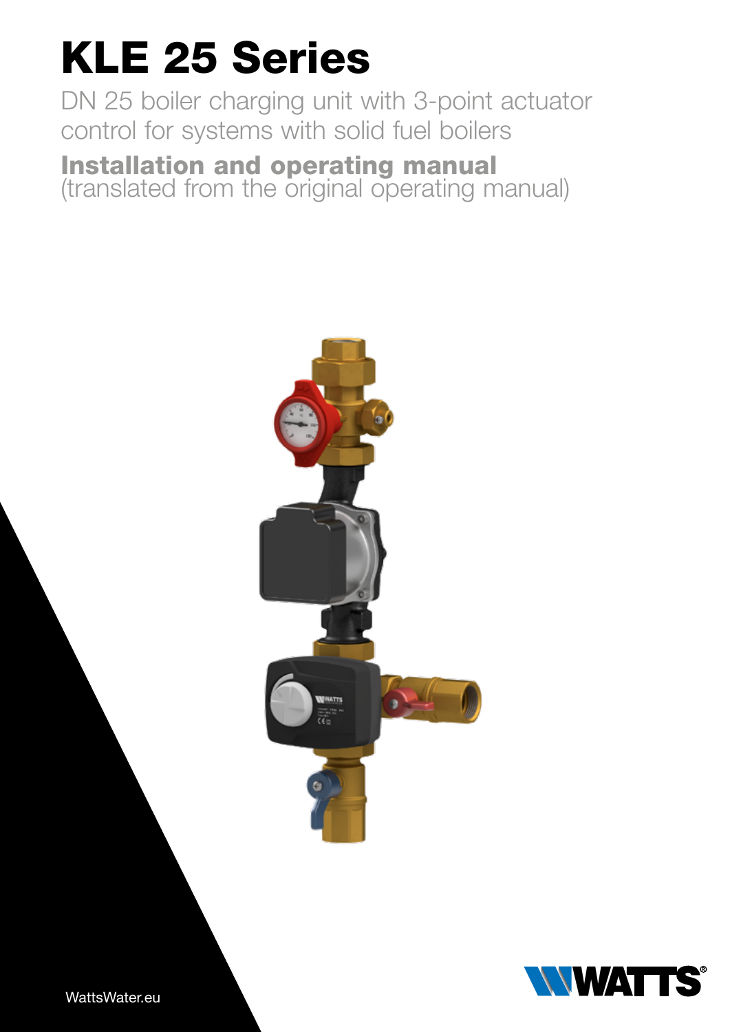# KLE 25 Series

DN 25 boiler charging unit with 3-point actuator control for systems with solid fuel boilers

**Installation and operating manual**
(translated from the original operating manual)

WattsWater.eu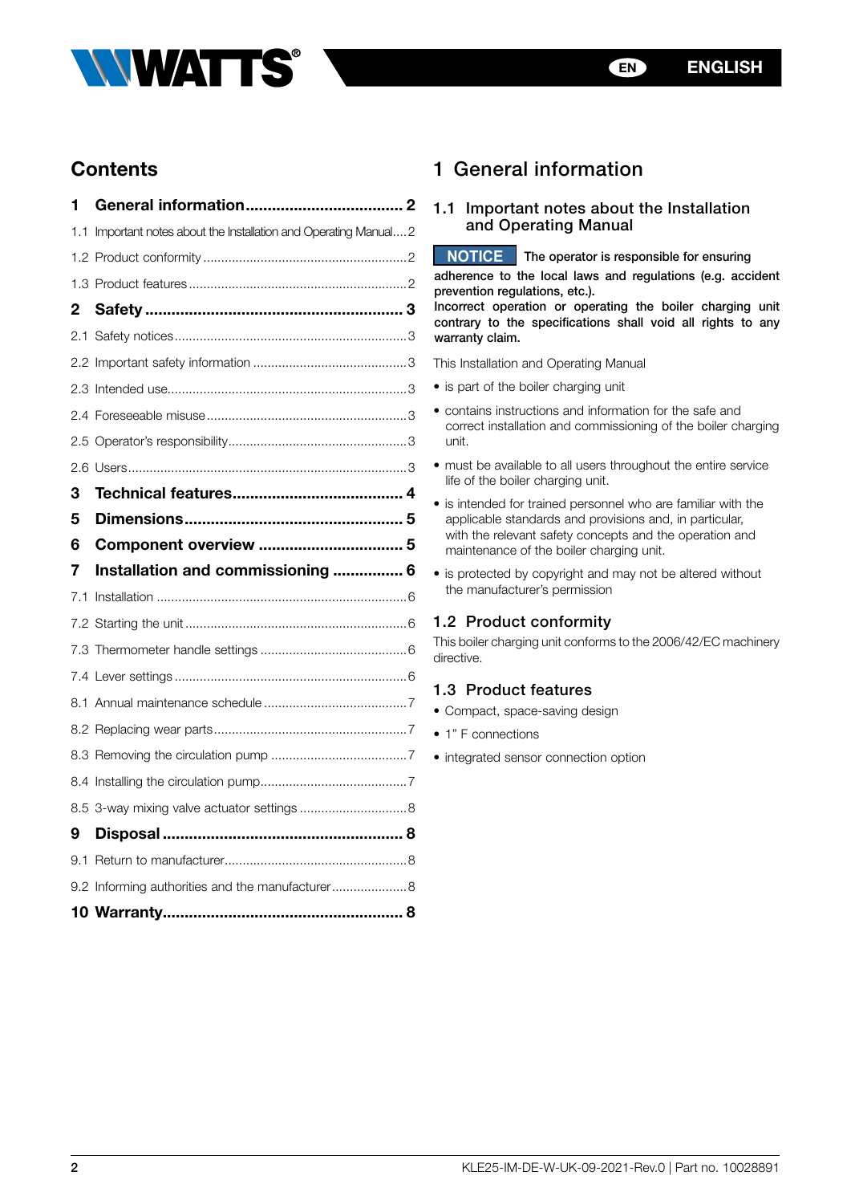## Contents

| | | |
|---|---|---|
| **1** | **General information** | **2** |
| 1.1 | Important notes about the Installation and Operating Manual | 2 |
| 1.2 | Product conformity | 2 |
| 1.3 | Product features | 2 |
| **2** | **Safety** | **3** |
| 2.1 | Safety notices | 3 |
| 2.2 | Important safety information | 3 |
| 2.3 | Intended use | 3 |
| 2.4 | Foreseeable misuse | 3 |
| 2.5 | Operator's responsibility | 3 |
| 2.6 | Users | 3 |
| **3** | **Technical features** | **4** |
| **5** | **Dimensions** | **5** |
| **6** | **Component overview** | **5** |
| **7** | **Installation and commissioning** | **6** |
| 7.1 | Installation | 6 |
| 7.2 | Starting the unit | 6 |
| 7.3 | Thermometer handle settings | 6 |
| 7.4 | Lever settings | 6 |
| 8.1 | Annual maintenance schedule | 7 |
| 8.2 | Replacing wear parts | 7 |
| 8.3 | Removing the circulation pump | 7 |
| 8.4 | Installing the circulation pump | 7 |
| 8.5 | 3-way mixing valve actuator settings | 8 |
| **9** | **Disposal** | **8** |
| 9.1 | Return to manufacturer | 8 |
| 9.2 | Informing authorities and the manufacturer | 8 |
| **10** | **Warranty** | **8** |

# 1 General information

## 1.1 Important notes about the Installation and Operating Manual

**NOTICE** **The operator is responsible for ensuring adherence to the local laws and regulations (e.g. accident prevention regulations, etc.).**
**Incorrect operation or operating the boiler charging unit contrary to the specifications shall void all rights to any warranty claim.**

This Installation and Operating Manual

- is part of the boiler charging unit
- contains instructions and information for the safe and correct installation and commissioning of the boiler charging unit.
- must be available to all users throughout the entire service life of the boiler charging unit.
- is intended for trained personnel who are familiar with the applicable standards and provisions and, in particular, with the relevant safety concepts and the operation and maintenance of the boiler charging unit.
- is protected by copyright and may not be altered without the manufacturer's permission

## 1.2 Product conformity

This boiler charging unit conforms to the 2006/42/EC machinery directive.

## 1.3 Product features

- Compact, space-saving design
- 1" F connections
- integrated sensor connection option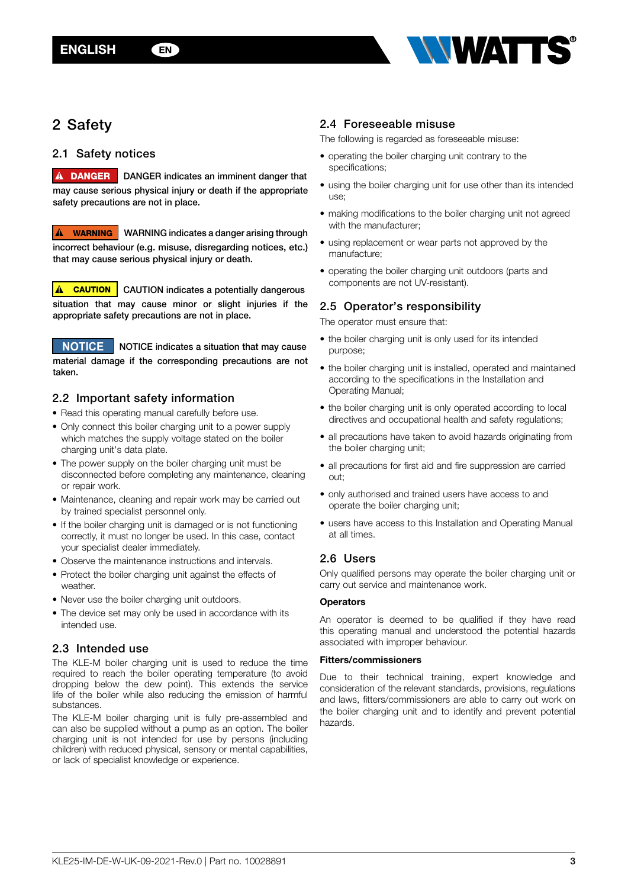# 2 Safety

## 2.1 Safety notices

**⚠ DANGER** **DANGER indicates an imminent danger that may cause serious physical injury or death if the appropriate safety precautions are not in place.**

**⚠ WARNING** **WARNING indicates a danger arising through incorrect behaviour (e.g. misuse, disregarding notices, etc.) that may cause serious physical injury or death.**

**⚠ CAUTION** **CAUTION indicates a potentially dangerous situation that may cause minor or slight injuries if the appropriate safety precautions are not in place.**

**NOTICE** **NOTICE indicates a situation that may cause material damage if the corresponding precautions are not taken.**

## 2.2 Important safety information

- Read this operating manual carefully before use.
- Only connect this boiler charging unit to a power supply which matches the supply voltage stated on the boiler charging unit's data plate.
- The power supply on the boiler charging unit must be disconnected before completing any maintenance, cleaning or repair work.
- Maintenance, cleaning and repair work may be carried out by trained specialist personnel only.
- If the boiler charging unit is damaged or is not functioning correctly, it must no longer be used. In this case, contact your specialist dealer immediately.
- Observe the maintenance instructions and intervals.
- Protect the boiler charging unit against the effects of weather.
- Never use the boiler charging unit outdoors.
- The device set may only be used in accordance with its intended use.

## 2.3 Intended use

The KLE-M boiler charging unit is used to reduce the time required to reach the boiler operating temperature (to avoid dropping below the dew point). This extends the service life of the boiler while also reducing the emission of harmful substances.

The KLE-M boiler charging unit is fully pre-assembled and can also be supplied without a pump as an option. The boiler charging unit is not intended for use by persons (including children) with reduced physical, sensory or mental capabilities, or lack of specialist knowledge or experience.

## 2.4 Foreseeable misuse

The following is regarded as foreseeable misuse:

- operating the boiler charging unit contrary to the specifications;
- using the boiler charging unit for use other than its intended use;
- making modifications to the boiler charging unit not agreed with the manufacturer;
- using replacement or wear parts not approved by the manufacture;
- operating the boiler charging unit outdoors (parts and components are not UV-resistant).

## 2.5 Operator's responsibility

The operator must ensure that:

- the boiler charging unit is only used for its intended purpose;
- the boiler charging unit is installed, operated and maintained according to the specifications in the Installation and Operating Manual;
- the boiler charging unit is only operated according to local directives and occupational health and safety regulations;
- all precautions have taken to avoid hazards originating from the boiler charging unit;
- all precautions for first aid and fire suppression are carried out;
- only authorised and trained users have access to and operate the boiler charging unit;
- users have access to this Installation and Operating Manual at all times.

## 2.6 Users

Only qualified persons may operate the boiler charging unit or carry out service and maintenance work.

**Operators**

An operator is deemed to be qualified if they have read this operating manual and understood the potential hazards associated with improper behaviour.

**Fitters/commissioners**

Due to their technical training, expert knowledge and consideration of the relevant standards, provisions, regulations and laws, fitters/commissioners are able to carry out work on the boiler charging unit and to identify and prevent potential hazards.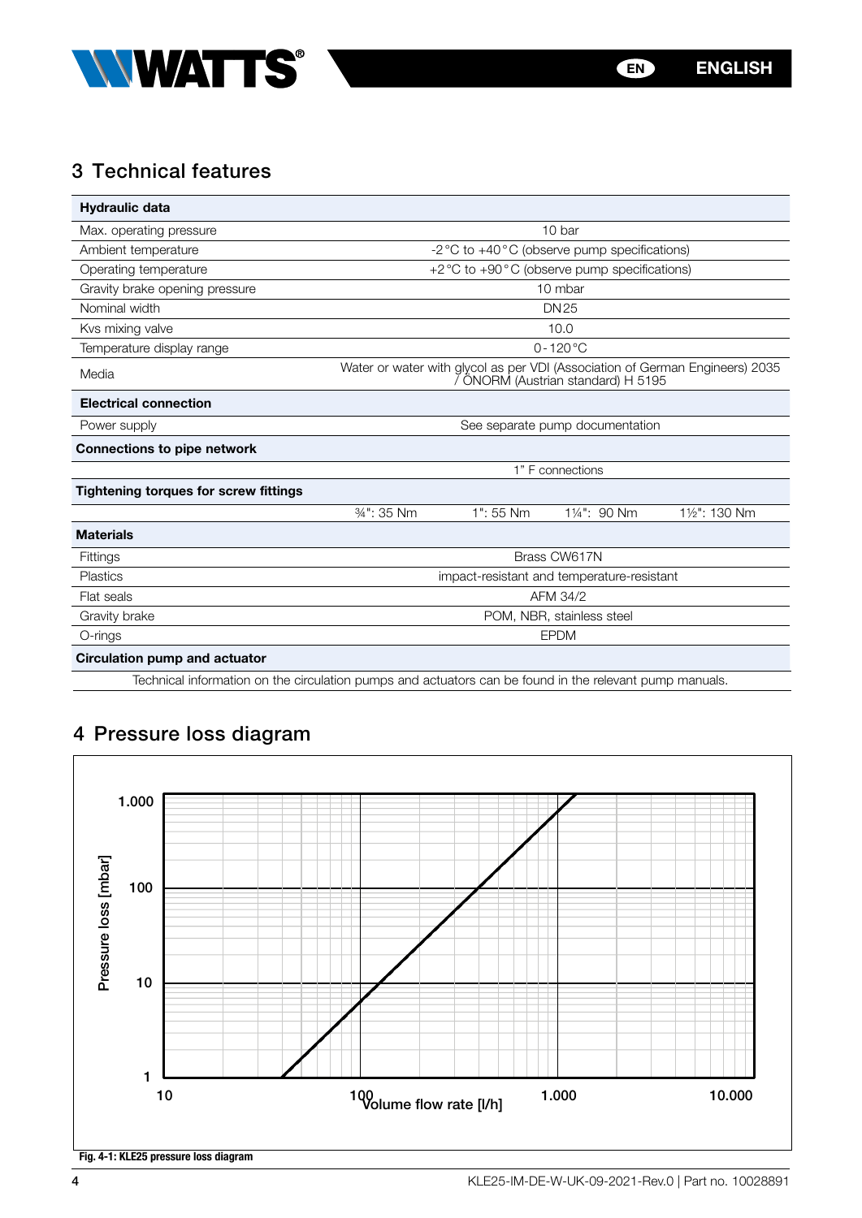## 3 Technical features

| Hydraulic data | | | | |
|---|---|---|---|---|
| Max. operating pressure | 10 bar | | | |
| Ambient temperature | -2 °C to +40 °C (observe pump specifications) | | | |
| Operating temperature | +2 °C to +90 °C (observe pump specifications) | | | |
| Gravity brake opening pressure | 10 mbar | | | |
| Nominal width | DN 25 | | | |
| Kvs mixing valve | 10.0 | | | |
| Temperature display range | 0 - 120 °C | | | |
| Media | Water or water with glycol as per VDI (Association of German Engineers) 2035 / ÖNORM (Austrian standard) H 5195 | | | |
| **Electrical connection** | | | | |
| Power supply | See separate pump documentation | | | |
| **Connections to pipe network** | | | | |
| | 1" F connections | | | |
| **Tightening torques for screw fittings** | | | | |
| | ¾": 35 Nm | 1": 55 Nm | 1¼": 90 Nm | 1½": 130 Nm |
| **Materials** | | | | |
| Fittings | Brass CW617N | | | |
| Plastics | impact-resistant and temperature-resistant | | | |
| Flat seals | AFM 34/2 | | | |
| Gravity brake | POM, NBR, stainless steel | | | |
| O-rings | EPDM | | | |
| **Circulation pump and actuator** | | | | |
| Technical information on the circulation pumps and actuators can be found in the relevant pump manuals. | | | | |

## 4 Pressure loss diagram

Fig. 4-1: KLE25 pressure loss diagram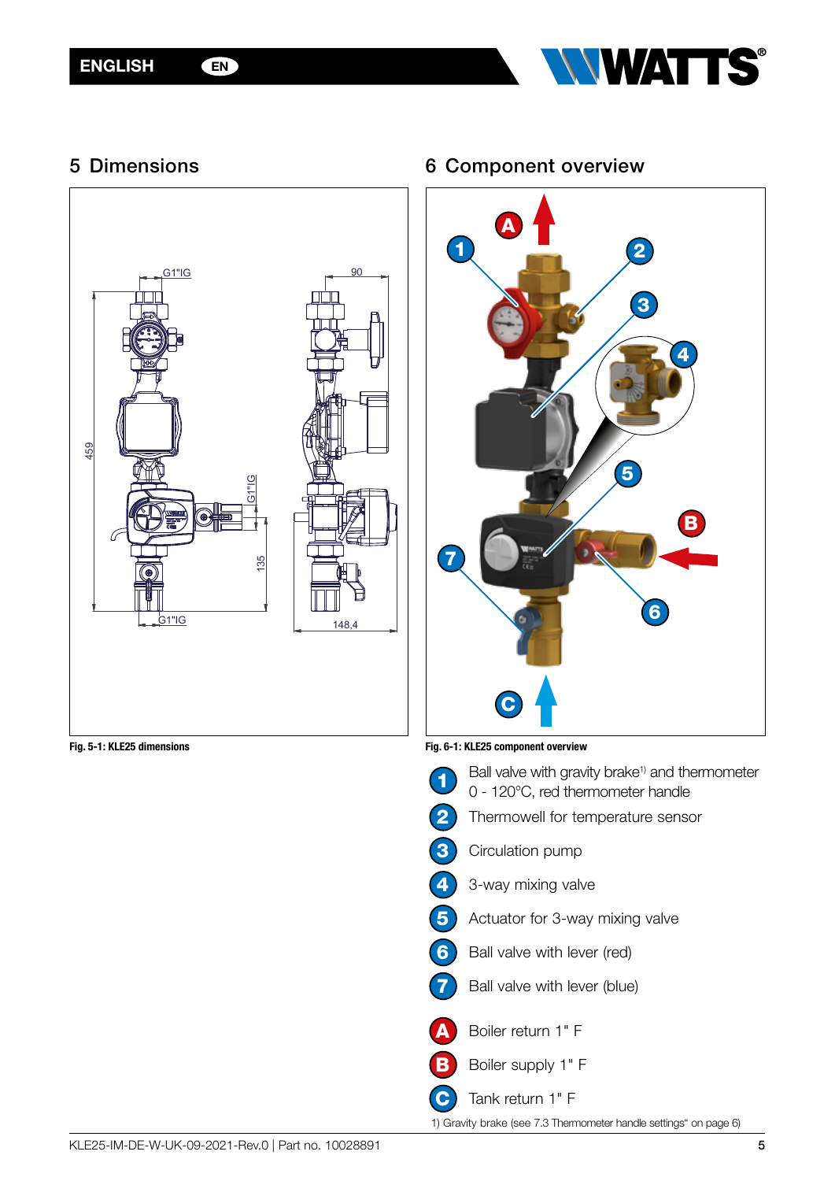## 5 Dimensions

Fig. 5-1: KLE25 dimensions

## 6 Component overview

Fig. 6-1: KLE25 component overview

1. Ball valve with gravity brake[1] and thermometer 0 - 120°C, red thermometer handle
2. Thermowell for temperature sensor
3. Circulation pump
4. 3-way mixing valve
5. Actuator for 3-way mixing valve
6. Ball valve with lever (red)
7. Ball valve with lever (blue)

- A Boiler return 1" F
- B Boiler supply 1" F
- C Tank return 1" F

1) Gravity brake (see 7.3 Thermometer handle settings" on page 6)

KLE25-IM-DE-W-UK-09-2021-Rev.0 | Part no. 10028891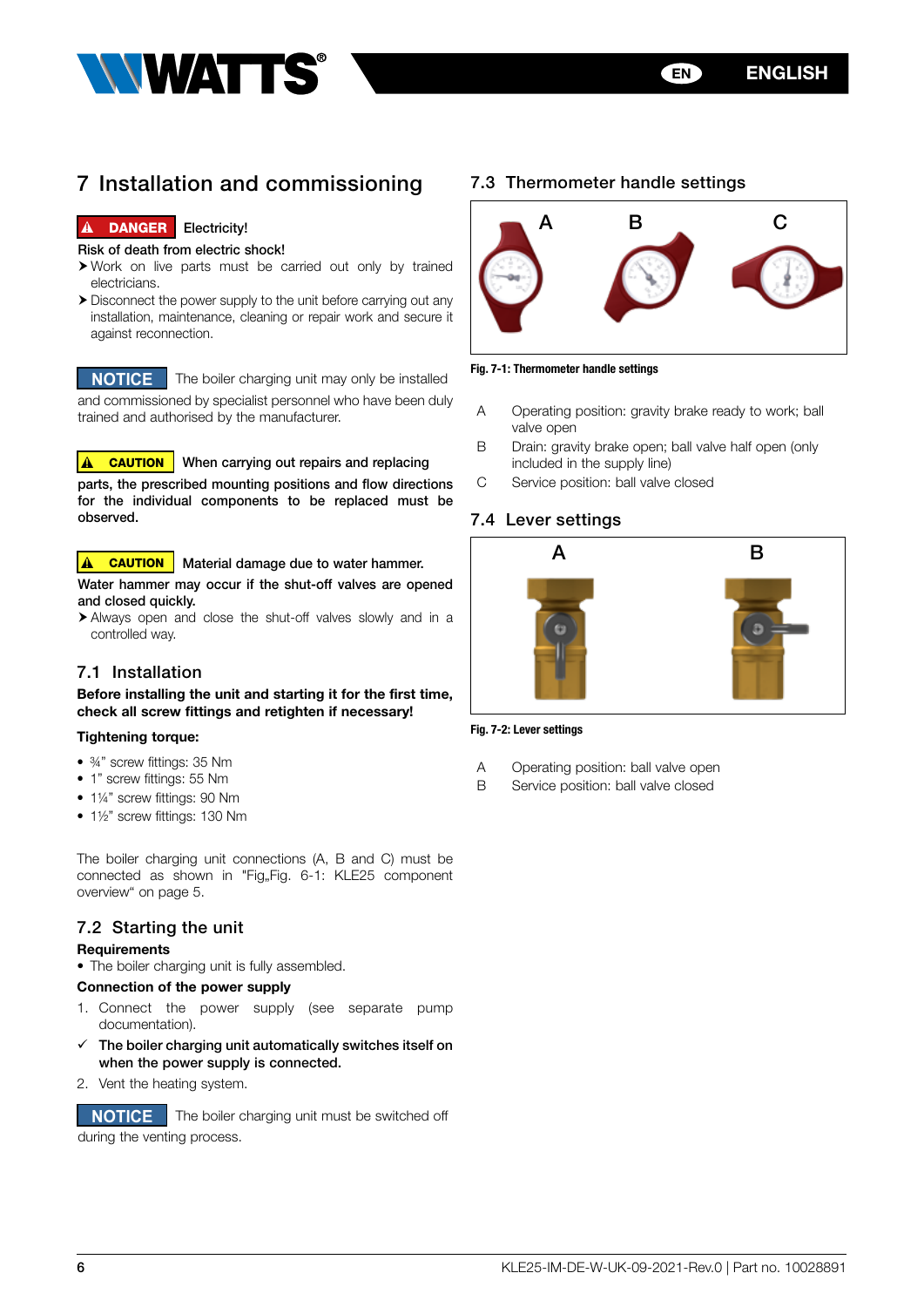## 7 Installation and commissioning

**⚠ DANGER** Electricity!

**Risk of death from electric shock!**

- ➤ Work on live parts must be carried out only by trained electricians.
- ➤ Disconnect the power supply to the unit before carrying out any installation, maintenance, cleaning or repair work and secure it against reconnection.

**NOTICE** The boiler charging unit may only be installed and commissioned by specialist personnel who have been duly trained and authorised by the manufacturer.

**⚠ CAUTION** **When carrying out repairs and replacing parts, the prescribed mounting positions and flow directions for the individual components to be replaced must be observed.**

**⚠ CAUTION** Material damage due to water hammer.

**Water hammer may occur if the shut-off valves are opened and closed quickly.**

- ➤ Always open and close the shut-off valves slowly and in a controlled way.

### 7.1 Installation

**Before installing the unit and starting it for the first time, check all screw fittings and retighten if necessary!**

**Tightening torque:**

- ¾" screw fittings: 35 Nm
- 1" screw fittings: 55 Nm
- 1¼" screw fittings: 90 Nm
- 1½" screw fittings: 130 Nm

The boiler charging unit connections (A, B and C) must be connected as shown in "Fig„Fig. 6-1: KLE25 component overview" on page 5.

### 7.2 Starting the unit

**Requirements**

- The boiler charging unit is fully assembled.

**Connection of the power supply**

1. Connect the power supply (see separate pump documentation).

✓ **The boiler charging unit automatically switches itself on when the power supply is connected.**

2. Vent the heating system.

**NOTICE** The boiler charging unit must be switched off during the venting process.

### 7.3 Thermometer handle settings

**Fig. 7-1: Thermometer handle settings**

| | |
|---|---|
| A | Operating position: gravity brake ready to work; ball valve open |
| B | Drain: gravity brake open; ball valve half open (only included in the supply line) |
| C | Service position: ball valve closed |

### 7.4 Lever settings

**Fig. 7-2: Lever settings**

| | |
|---|---|
| A | Operating position: ball valve open |
| B | Service position: ball valve closed |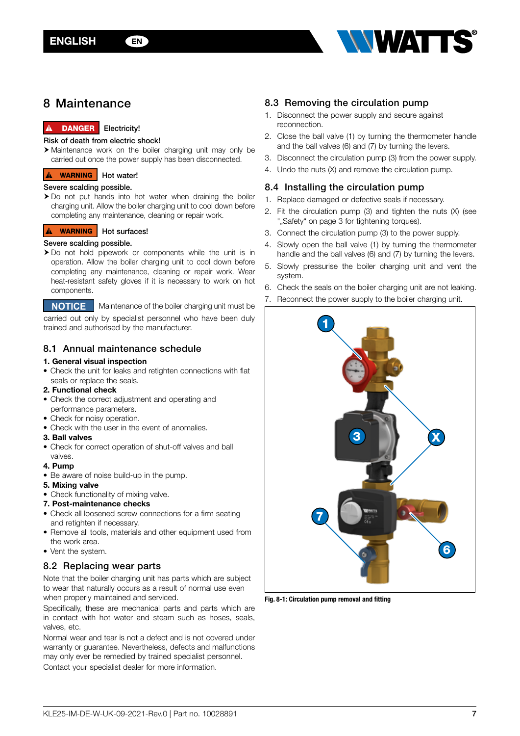# 8 Maintenance

**DANGER** Electricity!

Risk of death from electric shock!

- Maintenance work on the boiler charging unit may only be carried out once the power supply has been disconnected.

**WARNING** Hot water!

Severe scalding possible.

- Do not put hands into hot water when draining the boiler charging unit. Allow the boiler charging unit to cool down before completing any maintenance, cleaning or repair work.

**WARNING** Hot surfaces!

Severe scalding possible.

- Do not hold pipework or components while the unit is in operation. Allow the boiler charging unit to cool down before completing any maintenance, cleaning or repair work. Wear heat-resistant safety gloves if it is necessary to work on hot components.

**NOTICE** Maintenance of the boiler charging unit must be carried out only by specialist personnel who have been duly trained and authorised by the manufacturer.

## 8.1 Annual maintenance schedule

**1. General visual inspection**

- Check the unit for leaks and retighten connections with flat seals or replace the seals.

**2. Functional check**

- Check the correct adjustment and operating and performance parameters.
- Check for noisy operation.
- Check with the user in the event of anomalies.

**3. Ball valves**

- Check for correct operation of shut-off valves and ball valves.

**4. Pump**

- Be aware of noise build-up in the pump.

**5. Mixing valve**

- Check functionality of mixing valve.

**7. Post-maintenance checks**

- Check all loosened screw connections for a firm seating and retighten if necessary.
- Remove all tools, materials and other equipment used from the work area.
- Vent the system.

## 8.2 Replacing wear parts

Note that the boiler charging unit has parts which are subject to wear that naturally occurs as a result of normal use even when properly maintained and serviced.

Specifically, these are mechanical parts and parts which are in contact with hot water and steam such as hoses, seals, valves, etc.

Normal wear and tear is not a defect and is not covered under warranty or guarantee. Nevertheless, defects and malfunctions may only ever be remedied by trained specialist personnel.

Contact your specialist dealer for more information.

## 8.3 Removing the circulation pump

1. Disconnect the power supply and secure against reconnection.
2. Close the ball valve (1) by turning the thermometer handle and the ball valves (6) and (7) by turning the levers.
3. Disconnect the circulation pump (3) from the power supply.
4. Undo the nuts (X) and remove the circulation pump.

## 8.4 Installing the circulation pump

1. Replace damaged or defective seals if necessary.
2. Fit the circulation pump (3) and tighten the nuts (X) (see "„Safety“ on page 3 for tightening torques).
3. Connect the circulation pump (3) to the power supply.
4. Slowly open the ball valve (1) by turning the thermometer handle and the ball valves (6) and (7) by turning the levers.
5. Slowly pressurise the boiler charging unit and vent the system.
6. Check the seals on the boiler charging unit are not leaking.
7. Reconnect the power supply to the boiler charging unit.

**Fig. 8-1: Circulation pump removal and fitting**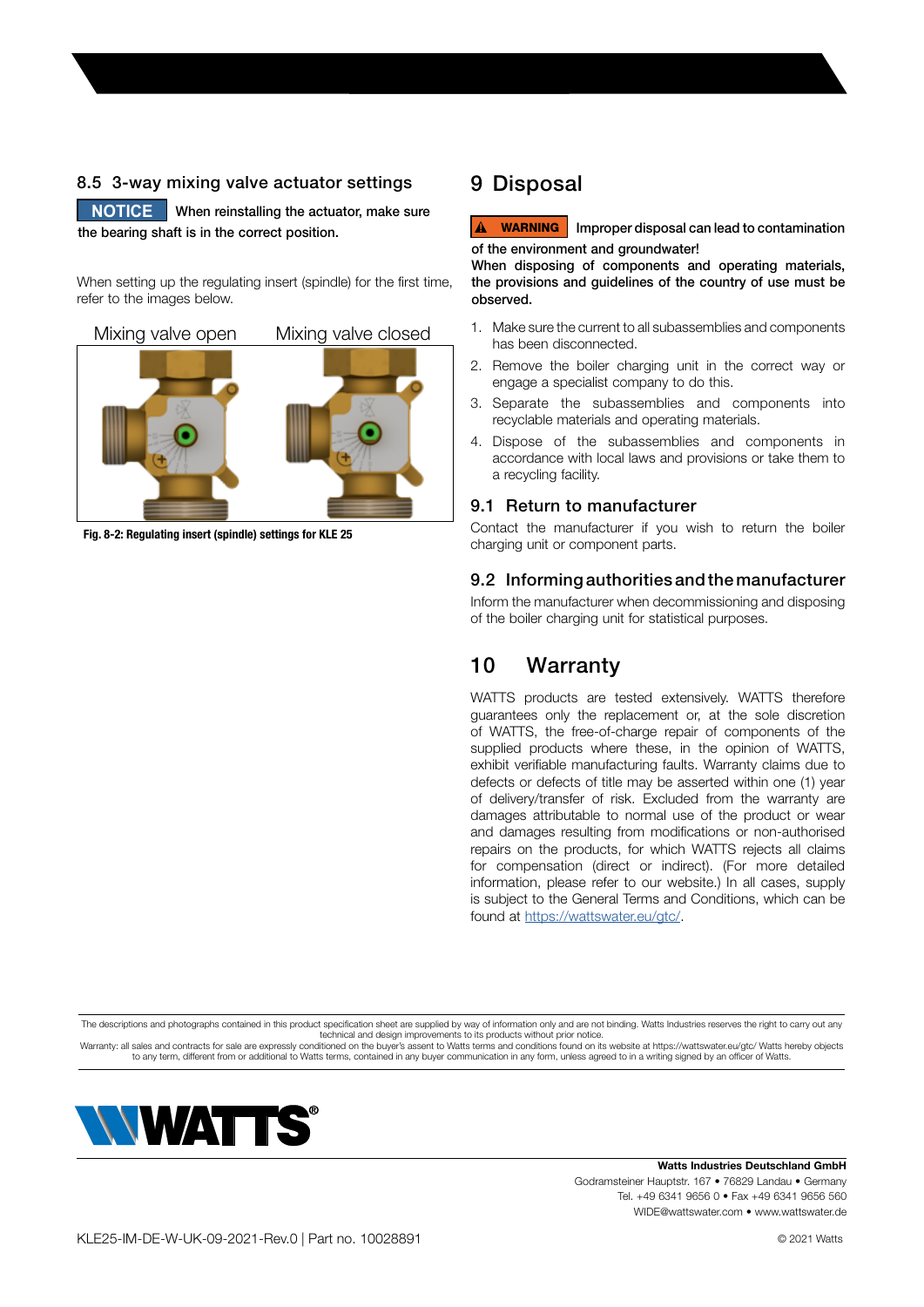## 8.5 3-way mixing valve actuator settings

**NOTICE** When reinstalling the actuator, make sure the bearing shaft is in the correct position.

When setting up the regulating insert (spindle) for the first time, refer to the images below.

Mixing valve open    Mixing valve closed

**Fig. 8-2: Regulating insert (spindle) settings for KLE 25**

# 9 Disposal

**⚠ WARNING** **Improper disposal can lead to contamination of the environment and groundwater!**
**When disposing of components and operating materials, the provisions and guidelines of the country of use must be observed.**

1. Make sure the current to all subassemblies and components has been disconnected.
2. Remove the boiler charging unit in the correct way or engage a specialist company to do this.
3. Separate the subassemblies and components into recyclable materials and operating materials.
4. Dispose of the subassemblies and components in accordance with local laws and provisions or take them to a recycling facility.

## 9.1 Return to manufacturer

Contact the manufacturer if you wish to return the boiler charging unit or component parts.

## 9.2 Informing authorities and the manufacturer

Inform the manufacturer when decommissioning and disposing of the boiler charging unit for statistical purposes.

# 10 Warranty

WATTS products are tested extensively. WATTS therefore guarantees only the replacement or, at the sole discretion of WATTS, the free-of-charge repair of components of the supplied products where these, in the opinion of WATTS, exhibit verifiable manufacturing faults. Warranty claims due to defects or defects of title may be asserted within one (1) year of delivery/transfer of risk. Excluded from the warranty are damages attributable to normal use of the product or wear and damages resulting from modifications or non-authorised repairs on the products, for which WATTS rejects all claims for compensation (direct or indirect). (For more detailed information, please refer to our website.) In all cases, supply is subject to the General Terms and Conditions, which can be found at https://wattswater.eu/gtc/.

The descriptions and photographs contained in this product specification sheet are supplied by way of information only and are not binding. Watts Industries reserves the right to carry out any technical and design improvements to its products without prior notice.
Warranty: all sales and contracts for sale are expressly conditioned on the buyer's assent to Watts terms and conditions found on its website at https://wattswater.eu/gtc/ Watts hereby objects to any term, different from or additional to Watts terms, contained in any buyer communication in any form, unless agreed to in a writing signed by an officer of Watts.

WATTS®

**Watts Industries Deutschland GmbH**
Godramsteiner Hauptstr. 167 • 76829 Landau • Germany
Tel. +49 6341 9656 0 • Fax +49 6341 9656 560
WIDE@wattswater.com • www.wattswater.de

KLE25-IM-DE-W-UK-09-2021-Rev.0 | Part no. 10028891

© 2021 Watts